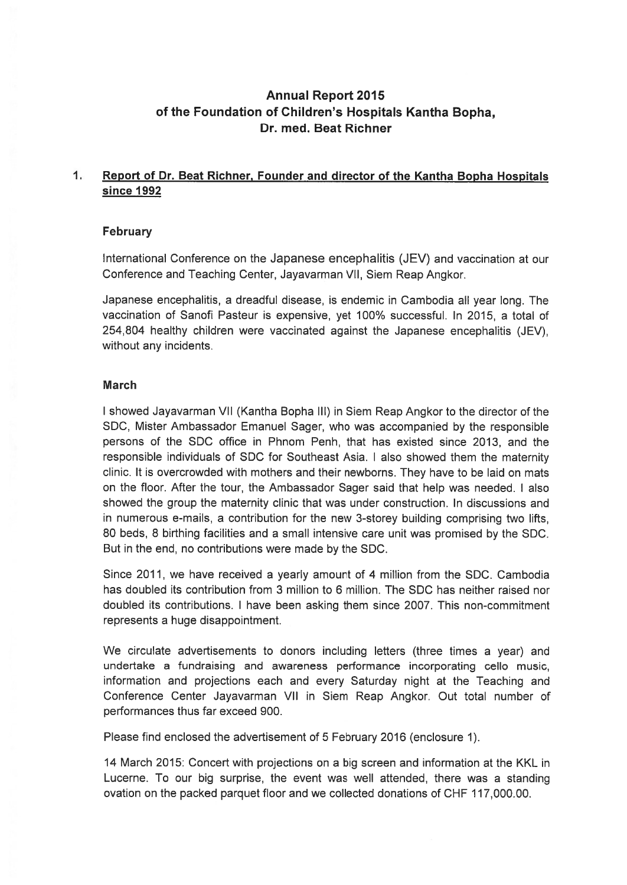# Annual Report 2015 of the Foundation of Children's Hospitals Kantha Bopha, Dr. med. Beat Richner

## 1. Report of Dr. Beat Richner, Founder and director of the Kantha Bopha Hospitals since 1992

### February

International Conference on the Japanese encephalitis (JEV) and vaccination at our Conference and Teaching Center, Jayavarman VII, Siem Reap Angkor.

Japanese encephalitis, a dreadful disease, is endemic in Cambodia all year long. The vaccination of Sanofi Pasteur is expensive, yet 100% successful. In 2015, a total of 254,804 healthy children were vaccinated against the Japanese encephalitis (JEV), without any incidents.

### March

I showed Jayavarman VII (Kantha Bopha III) in Siem Reap Angkor to the director of the SDC, Mister Ambassador Emanuel Sager, who was accompanied by the responsible persons of the SDC office in Phnom Penh, that has existed since 2013, and the responsible individuals of SDC for Southeast Asia. I also showed them the maternity clinic. It is overcrowded with mothers and their newborns. They have to be laid on mats on the floor. After the tour, the Ambassador Sager said that help was needed. I also showed the group the maternity clinic that was under construction. In discussions and in numerous e-mails, a contribution for the new 3-storey building comprising two lifts, 80 beds, 8 birthing facilities and a small intensive care unit was promised by the SDC. But in the end, no contributions were made by the SDC.

Since 2011, we have received a yearly amount of 4 million from the SDC. Cambodia has doubled its contribution from 3 million to 6 million. The SDC has neither raised nor doubled its contributions. I have been asking them since 2007. This non-commitment represents a huge disappointment.

We circulate advertisements to donors including letters (three times a year) and undertake a fundraising and awareness performance incorporating cello music, information and projections each and every Saturday night at the Teaching and Conference Center Jayavarman VII in Siem Reap Angkor. Out total number of performances thus far exceed 900.

Please find enclosed the advertisement of 5 February 2016 (enclosure 1).

14 March 2015: Concert with projections on a big screen and information at the KKL in Lucerne. To our big surprise, the event was well attended, there was a standing ovation on the packed parquet floor and we collected donations of CHF 117,000.00.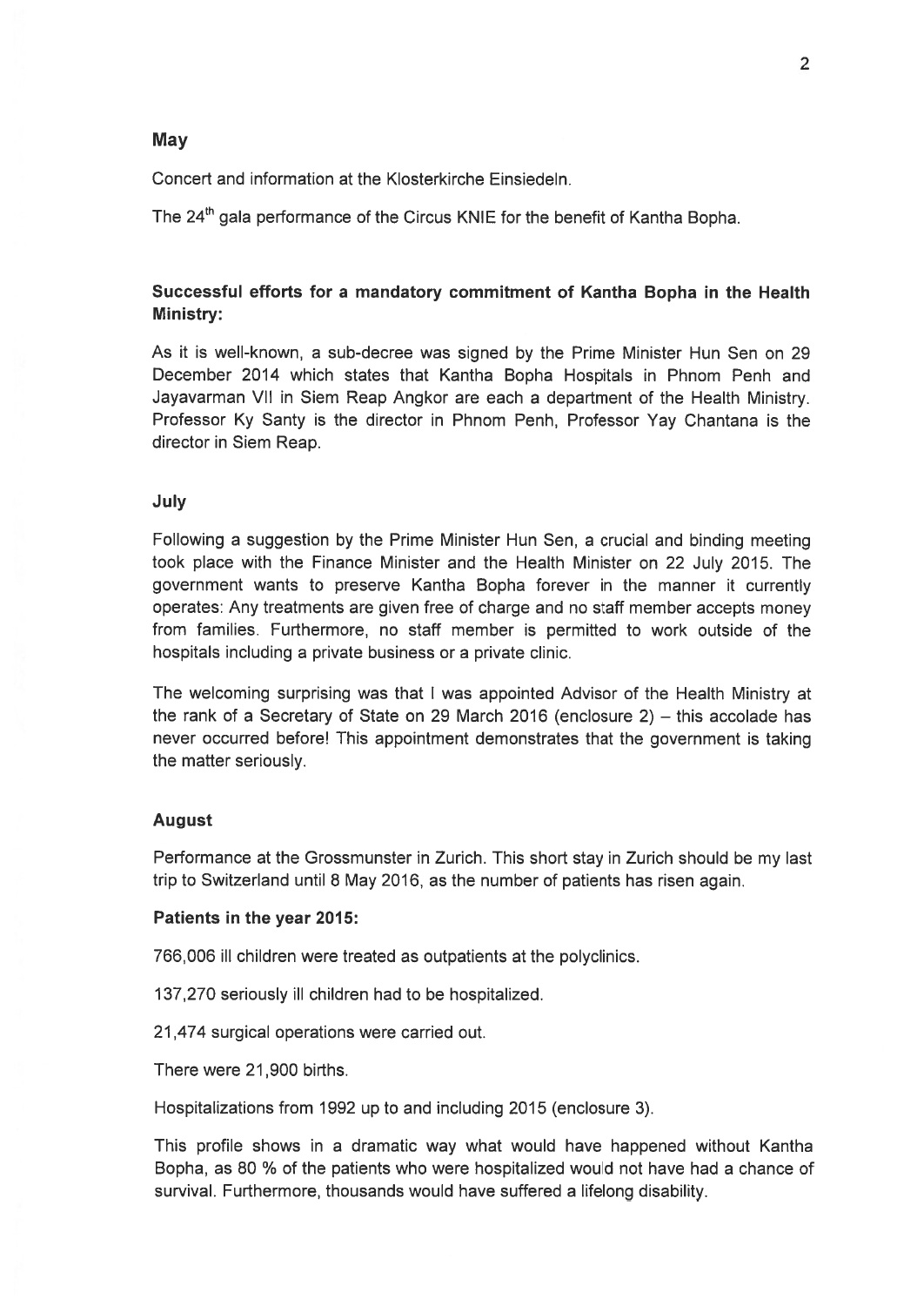**May**

Concert and information at the Klosterkirche Einsiedeln.

The 24th gala performance of the Circus KNIE for the benefit of Kantha Bopha.

**Successful efforts for a mandatory commitment of Kantha Bopha in the Health Ministry:**

As it is well-known, a sub-decree was signed by the Prime Minister Hun Sen on 29 December 2014 which states that Kantha Bopha Hospitals in Phnom Penh and Jayavarman VII in Siem Reap Angkor are each a department of the Health Ministry. Professor Ky Santy is the director in Phnom Penh, Professor Yay Chantana is the director in Siem Reap.

**July**

Following a suggestion by the Prime Minister Hun Sen, a crucial and binding meeting took place with the Finance Minister and the Health Minister on 22 July 2015. The government wants to preserve Kantha Bopha forever in the manner it currently operates: Any treatments are given free of charge and no staff member accepts money from families. Furthermore, no staff member is permitted to work outside of the hospitals including a private business or a private clinic.

The welcoming surprising was that I was appointed Advisor of the Health Ministry at the rank of a Secretary of State on 29 March 2016 (enclosure 2) – this accolade has never occurred before! This appointment demonstrates that the government is taking the matter seriously.

**August**

Performance at the Grossmunster in Zurich. This short stay in Zurich should be my last trip to Switzerland until 8 May 2016, as the number of patients has risen again.

**Patients in the year 2015:**

766,006 ill children were treated as outpatients at the polyclinics.

137,270 seriously ill children had to be hospitalized.

21,474 surgical operations were carried out.

There were 21,900 births.

Hospitalizations from 1992 up to and including 2015 (enclosure 3).

This profile shows in a dramatic way what would have happened without Kantha Bopha, as 80 % of the patients who were hospitalized would not have had a chance of survival. Furthermore, thousands would have suffered a lifelong disability.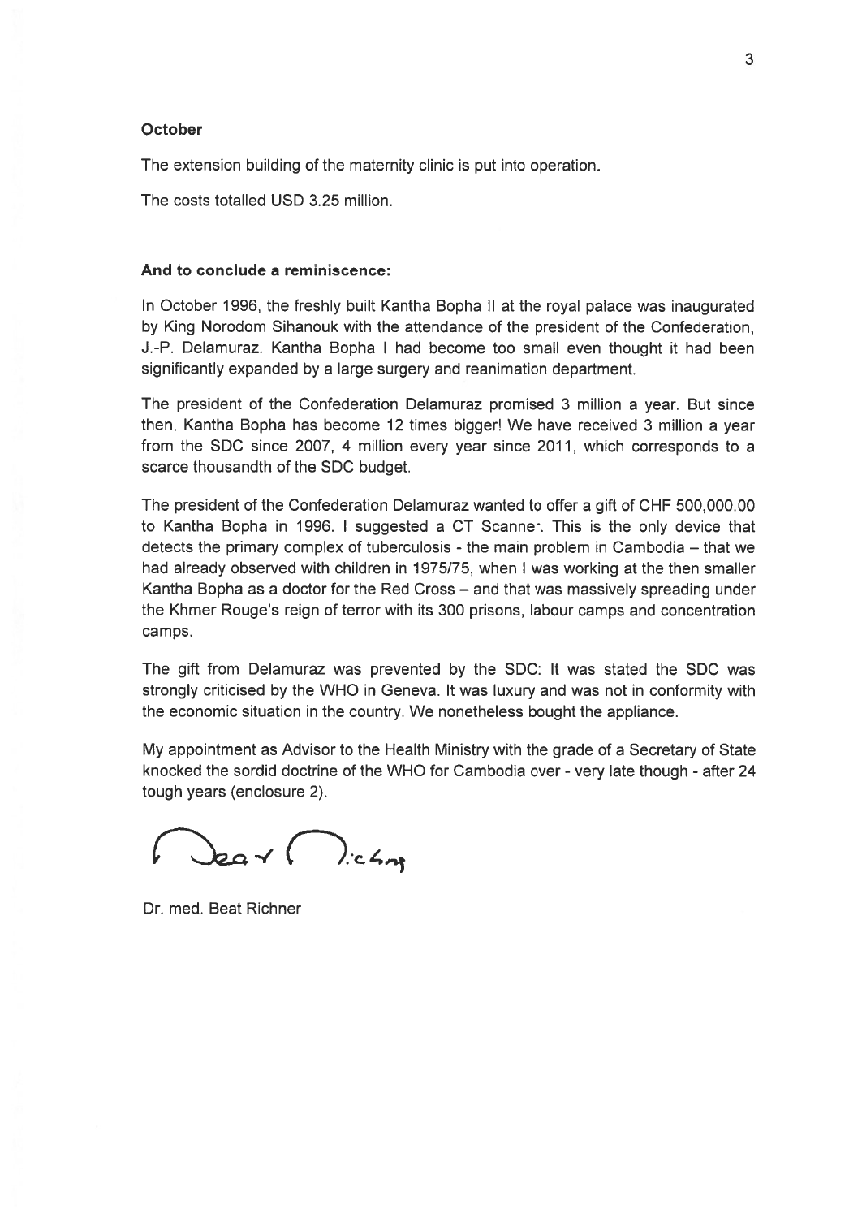**October**

The extension building of the maternity clinic is put into operation.

The costs totalled USD 3.25 million.

**And to conclude a reminiscence:**

In October 1996, the freshly built Kantha Bopha II at the royal palace was inaugurated by King Norodom Sihanouk with the attendance of the president of the Confederation, J.-P. Delamuraz. Kantha Bopha I had become too small even thought it had been significantly expanded by a large surgery and reanimation department.

The president of the Confederation Delamuraz promised 3 million a year. But since then, Kantha Bopha has become 12 times bigger! We have received 3 million a year from the SDC since 2007, 4 million every year since 2011, which corresponds to a scarce thousandth of the SDC budget.

The president of the Confederation Delamuraz wanted to offer a gift of CHF 500,000.00 to Kantha Bopha in 1996. I suggested a CT Scanner. This is the only device that detects the primary complex of tuberculosis - the main problem in Cambodia – that we had already observed with children in 1975/75, when I was working at the then smaller Kantha Bopha as a doctor for the Red Cross – and that was massively spreading under the Khmer Rouge's reign of terror with its 300 prisons, labour camps and concentration camps.

The gift from Delamuraz was prevented by the SDC: It was stated the SDC was strongly criticised by the WHO in Geneva. It was luxury and was not in conformity with the economic situation in the country. We nonetheless bought the appliance.

My appointment as Advisor to the Health Ministry with the grade of a Secretary of State knocked the sordid doctrine of the WHO for Cambodia over - very late though - after 24 tough years (enclosure 2).

Beat Richner

Dr. med. Beat Richner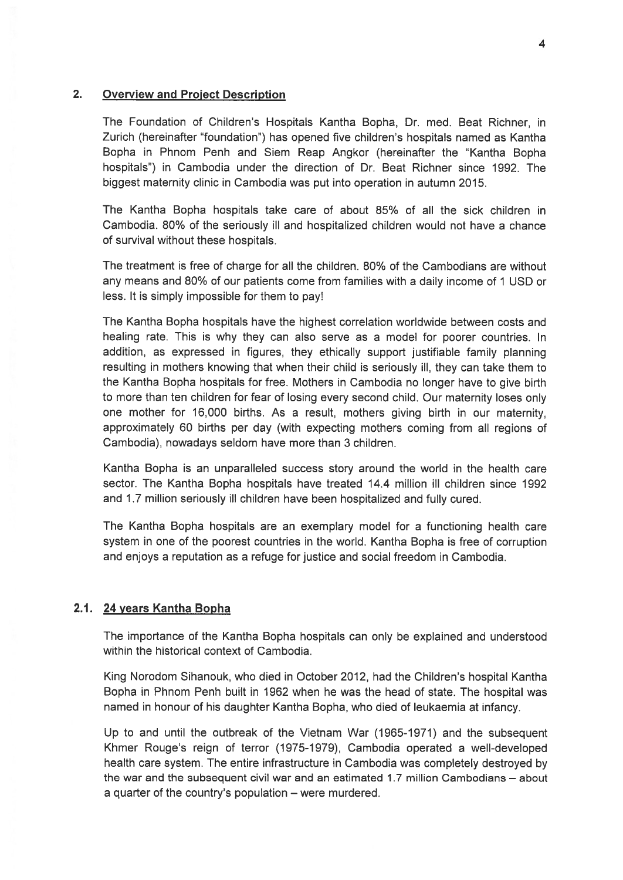## 2. Overview and Project Description

The Foundation of Children's Hospitals Kantha Bopha, Dr. med. Beat Richner, in Zurich (hereinafter "foundation") has opened five children's hospitals named as Kantha Bopha in Phnom Penh and Siem Reap Angkor (hereinafter the "Kantha Bopha hospitals") in Cambodia under the direction of Dr. Beat Richner since 1992. The biggest maternity clinic in Cambodia was put into operation in autumn 2015.

The Kantha Bopha hospitals take care of about 85% of all the sick children in Cambodia. 80% of the seriously ill and hospitalized children would not have a chance of survival without these hospitals.

The treatment is free of charge for all the children. 80% of the Cambodians are without any means and 80% of our patients come from families with a daily income of 1 USD or less. It is simply impossible for them to pay!

The Kantha Bopha hospitals have the highest correlation worldwide between costs and healing rate. This is why they can also serve as a model for poorer countries. In addition, as expressed in figures, they ethically support justifiable family planning resulting in mothers knowing that when their child is seriously ill, they can take them to the Kantha Bopha hospitals for free. Mothers in Cambodia no longer have to give birth to more than ten children for fear of losing every second child. Our maternity loses only one mother for 16,000 births. As a result, mothers giving birth in our maternity, approximately 60 births per day (with expecting mothers coming from all regions of Cambodia), nowadays seldom have more than 3 children.

Kantha Bopha is an unparalleled success story around the world in the health care sector. The Kantha Bopha hospitals have treated 14.4 million ill children since 1992 and 1.7 million seriously ill children have been hospitalized and fully cured.

The Kantha Bopha hospitals are an exemplary model for a functioning health care system in one of the poorest countries in the world. Kantha Bopha is free of corruption and enjoys a reputation as a refuge for justice and social freedom in Cambodia.

### 2.1. 24 years Kantha Bopha

The importance of the Kantha Bopha hospitals can only be explained and understood within the historical context of Cambodia.

King Norodom Sihanouk, who died in October 2012, had the Children's hospital Kantha Bopha in Phnom Penh built in 1962 when he was the head of state. The hospital was named in honour of his daughter Kantha Bopha, who died of leukaemia at infancy.

Up to and until the outbreak of the Vietnam War (1965-1971) and the subsequent Khmer Rouge's reign of terror (1975-1979), Cambodia operated a well-developed health care system. The entire infrastructure in Cambodia was completely destroyed by the war and the subsequent civil war and an estimated 1.7 million Cambodians – about a quarter of the country's population – were murdered.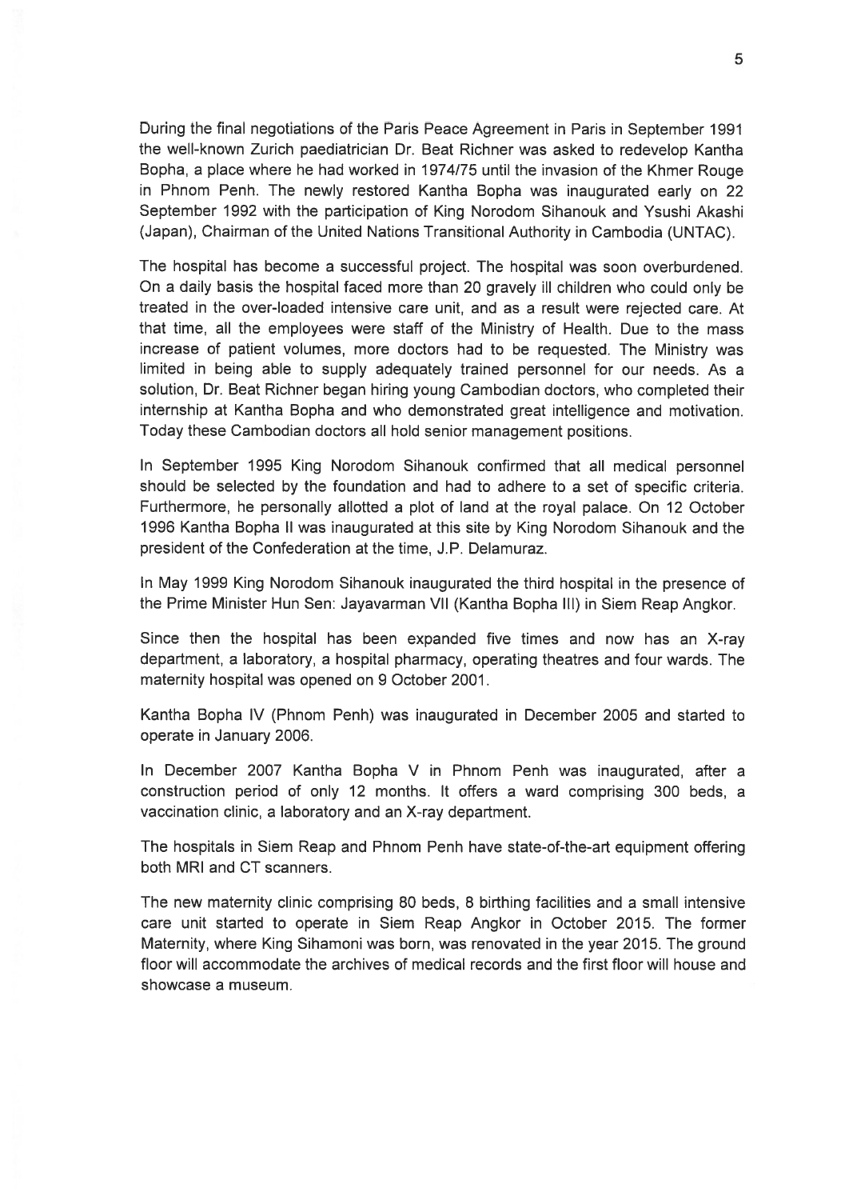During the final negotiations of the Paris Peace Agreement in Paris in September 1991 the well-known Zurich paediatrician Dr. Beat Richner was asked to redevelop Kantha Bopha, a place where he had worked in 1974/75 until the invasion of the Khmer Rouge in Phnom Penh. The newly restored Kantha Bopha was inaugurated early on 22 September 1992 with the participation of King Norodom Sihanouk and Ysushi Akashi (Japan), Chairman of the United Nations Transitional Authority in Cambodia (UNTAC).

The hospital has become a successful project. The hospital was soon overburdened. On a daily basis the hospital faced more than 20 gravely ill children who could only be treated in the over-loaded intensive care unit, and as a result were rejected care. At that time, all the employees were staff of the Ministry of Health. Due to the mass increase of patient volumes, more doctors had to be requested. The Ministry was limited in being able to supply adequately trained personnel for our needs. As a solution, Dr. Beat Richner began hiring young Cambodian doctors, who completed their internship at Kantha Bopha and who demonstrated great intelligence and motivation. Today these Cambodian doctors all hold senior management positions.

In September 1995 King Norodom Sihanouk confirmed that all medical personnel should be selected by the foundation and had to adhere to a set of specific criteria. Furthermore, he personally allotted a plot of land at the royal palace. On 12 October 1996 Kantha Bopha II was inaugurated at this site by King Norodom Sihanouk and the president of the Confederation at the time, J.P. Delamuraz.

In May 1999 King Norodom Sihanouk inaugurated the third hospital in the presence of the Prime Minister Hun Sen: Jayavarman VII (Kantha Bopha III) in Siem Reap Angkor.

Since then the hospital has been expanded five times and now has an X-ray department, a laboratory, a hospital pharmacy, operating theatres and four wards. The maternity hospital was opened on 9 October 2001.

Kantha Bopha IV (Phnom Penh) was inaugurated in December 2005 and started to operate in January 2006.

In December 2007 Kantha Bopha V in Phnom Penh was inaugurated, after a construction period of only 12 months. It offers a ward comprising 300 beds, a vaccination clinic, a laboratory and an X-ray department.

The hospitals in Siem Reap and Phnom Penh have state-of-the-art equipment offering both MRI and CT scanners.

The new maternity clinic comprising 80 beds, 8 birthing facilities and a small intensive care unit started to operate in Siem Reap Angkor in October 2015. The former Maternity, where King Sihamoni was born, was renovated in the year 2015. The ground floor will accommodate the archives of medical records and the first floor will house and showcase a museum.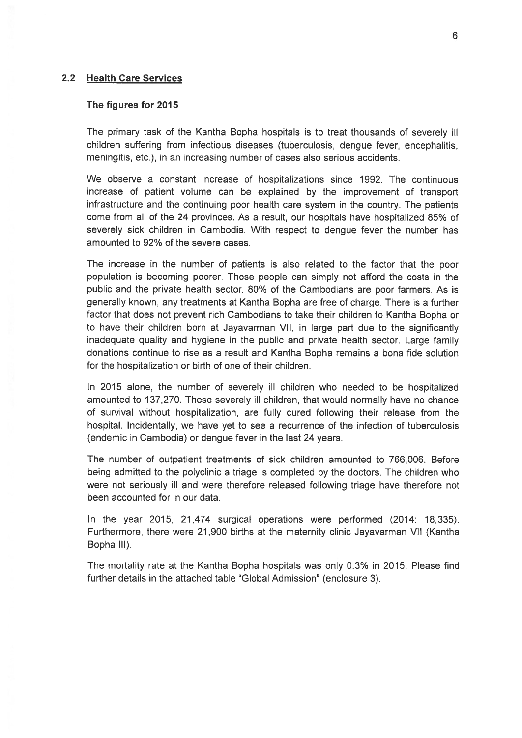## 2.2 Health Care Services

**The figures for 2015**

The primary task of the Kantha Bopha hospitals is to treat thousands of severely ill children suffering from infectious diseases (tuberculosis, dengue fever, encephalitis, meningitis, etc.), in an increasing number of cases also serious accidents.

We observe a constant increase of hospitalizations since 1992. The continuous increase of patient volume can be explained by the improvement of transport infrastructure and the continuing poor health care system in the country. The patients come from all of the 24 provinces. As a result, our hospitals have hospitalized 85% of severely sick children in Cambodia. With respect to dengue fever the number has amounted to 92% of the severe cases.

The increase in the number of patients is also related to the factor that the poor population is becoming poorer. Those people can simply not afford the costs in the public and the private health sector. 80% of the Cambodians are poor farmers. As is generally known, any treatments at Kantha Bopha are free of charge. There is a further factor that does not prevent rich Cambodians to take their children to Kantha Bopha or to have their children born at Jayavarman VII, in large part due to the significantly inadequate quality and hygiene in the public and private health sector. Large family donations continue to rise as a result and Kantha Bopha remains a bona fide solution for the hospitalization or birth of one of their children.

In 2015 alone, the number of severely ill children who needed to be hospitalized amounted to 137,270. These severely ill children, that would normally have no chance of survival without hospitalization, are fully cured following their release from the hospital. Incidentally, we have yet to see a recurrence of the infection of tuberculosis (endemic in Cambodia) or dengue fever in the last 24 years.

The number of outpatient treatments of sick children amounted to 766,006. Before being admitted to the polyclinic a triage is completed by the doctors. The children who were not seriously ill and were therefore released following triage have therefore not been accounted for in our data.

In the year 2015, 21,474 surgical operations were performed (2014: 18,335). Furthermore, there were 21,900 births at the maternity clinic Jayavarman VII (Kantha Bopha III).

The mortality rate at the Kantha Bopha hospitals was only 0.3% in 2015. Please find further details in the attached table "Global Admission" (enclosure 3).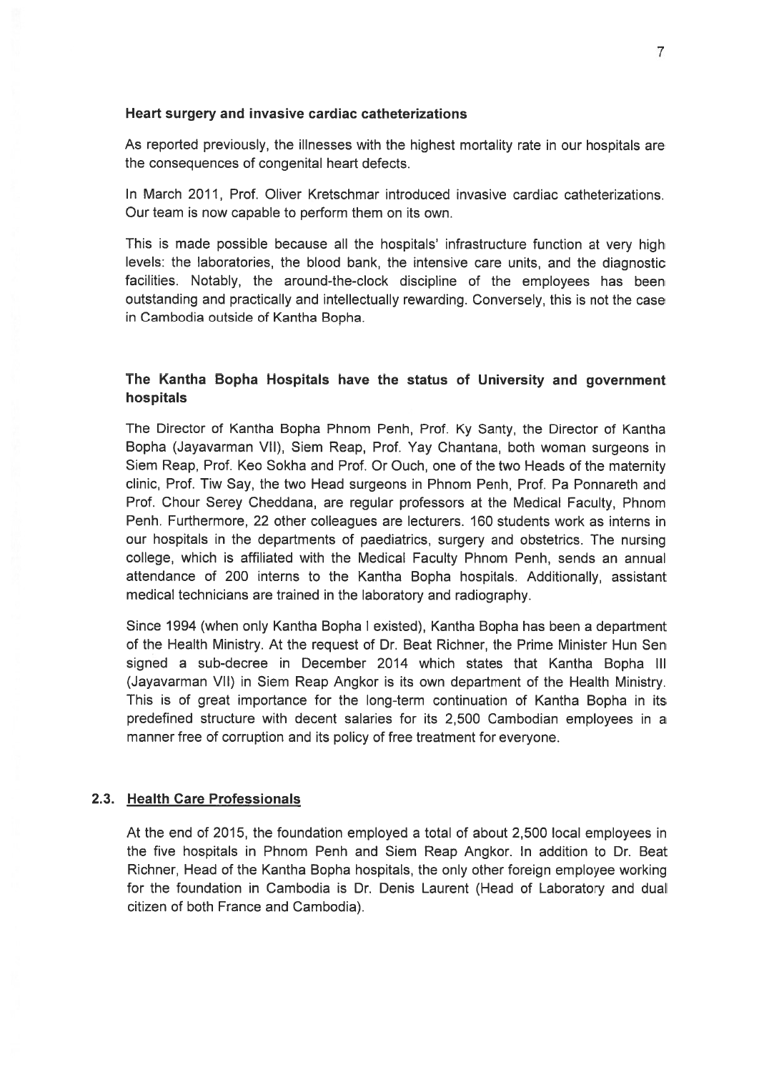### Heart surgery and invasive cardiac catheterizations

As reported previously, the illnesses with the highest mortality rate in our hospitals are the consequences of congenital heart defects.

In March 2011, Prof. Oliver Kretschmar introduced invasive cardiac catheterizations. Our team is now capable to perform them on its own.

This is made possible because all the hospitals' infrastructure function at very high levels: the laboratories, the blood bank, the intensive care units, and the diagnostic facilities. Notably, the around-the-clock discipline of the employees has been outstanding and practically and intellectually rewarding. Conversely, this is not the case in Cambodia outside of Kantha Bopha.

### The Kantha Bopha Hospitals have the status of University and government hospitals

The Director of Kantha Bopha Phnom Penh, Prof. Ky Santy, the Director of Kantha Bopha (Jayavarman VII), Siem Reap, Prof. Yay Chantana, both woman surgeons in Siem Reap, Prof. Keo Sokha and Prof. Or Ouch, one of the two Heads of the maternity clinic, Prof. Tiw Say, the two Head surgeons in Phnom Penh, Prof. Pa Ponnareth and Prof. Chour Serey Cheddana, are regular professors at the Medical Faculty, Phnom Penh. Furthermore, 22 other colleagues are lecturers. 160 students work as interns in our hospitals in the departments of paediatrics, surgery and obstetrics. The nursing college, which is affiliated with the Medical Faculty Phnom Penh, sends an annual attendance of 200 interns to the Kantha Bopha hospitals. Additionally, assistant medical technicians are trained in the laboratory and radiography.

Since 1994 (when only Kantha Bopha I existed), Kantha Bopha has been a department of the Health Ministry. At the request of Dr. Beat Richner, the Prime Minister Hun Sen signed a sub-decree in December 2014 which states that Kantha Bopha III (Jayavarman VII) in Siem Reap Angkor is its own department of the Health Ministry. This is of great importance for the long-term continuation of Kantha Bopha in its predefined structure with decent salaries for its 2,500 Cambodian employees in a manner free of corruption and its policy of free treatment for everyone.

## 2.3. Health Care Professionals

At the end of 2015, the foundation employed a total of about 2,500 local employees in the five hospitals in Phnom Penh and Siem Reap Angkor. In addition to Dr. Beat Richner, Head of the Kantha Bopha hospitals, the only other foreign employee working for the foundation in Cambodia is Dr. Denis Laurent (Head of Laboratory and dual citizen of both France and Cambodia).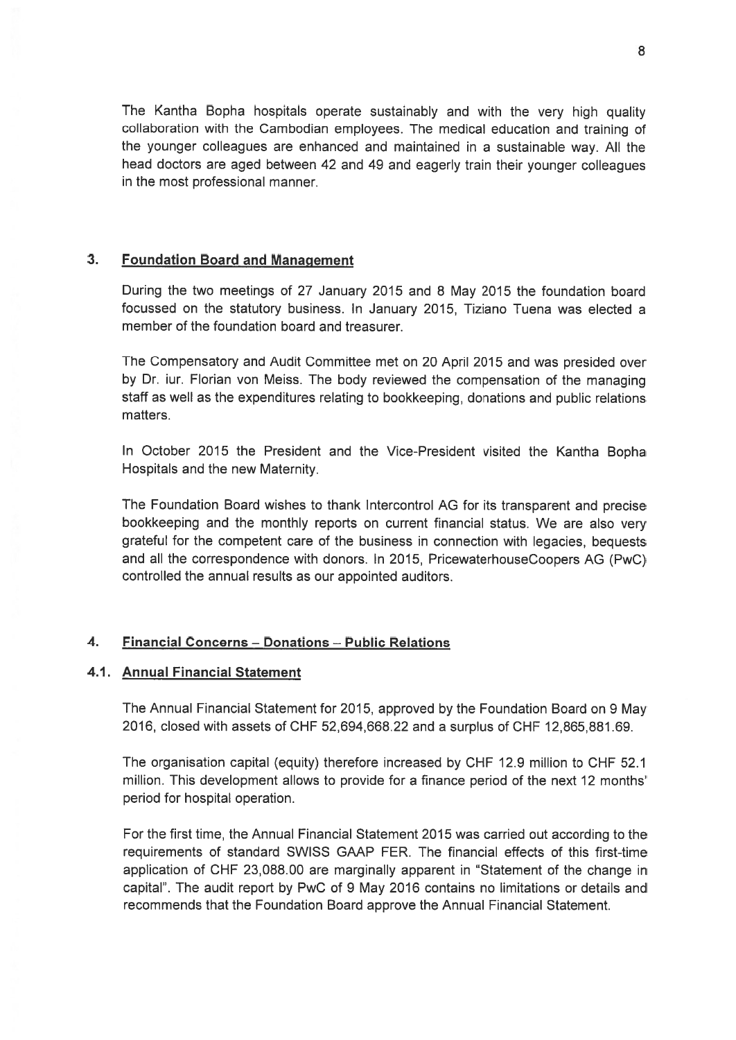The Kantha Bopha hospitals operate sustainably and with the very high quality collaboration with the Cambodian employees. The medical education and training of the younger colleagues are enhanced and maintained in a sustainable way. All the head doctors are aged between 42 and 49 and eagerly train their younger colleagues in the most professional manner.

## 3. Foundation Board and Management

During the two meetings of 27 January 2015 and 8 May 2015 the foundation board focussed on the statutory business. In January 2015, Tiziano Tuena was elected a member of the foundation board and treasurer.

The Compensatory and Audit Committee met on 20 April 2015 and was presided over by Dr. iur. Florian von Meiss. The body reviewed the compensation of the managing staff as well as the expenditures relating to bookkeeping, donations and public relations matters.

In October 2015 the President and the Vice-President visited the Kantha Bopha Hospitals and the new Maternity.

The Foundation Board wishes to thank Intercontrol AG for its transparent and precise bookkeeping and the monthly reports on current financial status. We are also very grateful for the competent care of the business in connection with legacies, bequests and all the correspondence with donors. In 2015, PricewaterhouseCoopers AG (PwC) controlled the annual results as our appointed auditors.

## 4. Financial Concerns – Donations – Public Relations

### 4.1. Annual Financial Statement

The Annual Financial Statement for 2015, approved by the Foundation Board on 9 May 2016, closed with assets of CHF 52,694,668.22 and a surplus of CHF 12,865,881.69.

The organisation capital (equity) therefore increased by CHF 12.9 million to CHF 52.1 million. This development allows to provide for a finance period of the next 12 months' period for hospital operation.

For the first time, the Annual Financial Statement 2015 was carried out according to the requirements of standard SWISS GAAP FER. The financial effects of this first-time application of CHF 23,088.00 are marginally apparent in "Statement of the change in capital". The audit report by PwC of 9 May 2016 contains no limitations or details and recommends that the Foundation Board approve the Annual Financial Statement.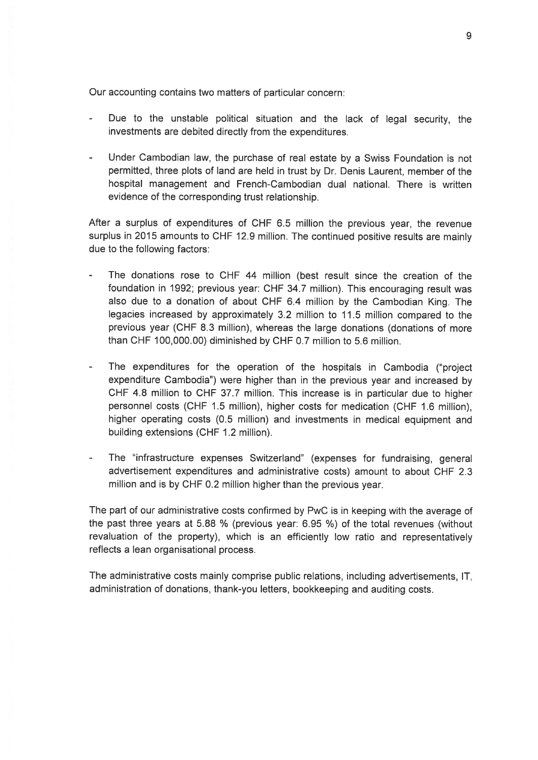Our accounting contains two matters of particular concern:

- Due to the unstable political situation and the lack of legal security, the investments are debited directly from the expenditures.

- Under Cambodian law, the purchase of real estate by a Swiss Foundation is not permitted, three plots of land are held in trust by Dr. Denis Laurent, member of the hospital management and French-Cambodian dual national. There is written evidence of the corresponding trust relationship.

After a surplus of expenditures of CHF 6.5 million the previous year, the revenue surplus in 2015 amounts to CHF 12.9 million. The continued positive results are mainly due to the following factors:

- The donations rose to CHF 44 million (best result since the creation of the foundation in 1992; previous year: CHF 34.7 million). This encouraging result was also due to a donation of about CHF 6.4 million by the Cambodian King. The legacies increased by approximately 3.2 million to 11.5 million compared to the previous year (CHF 8.3 million), whereas the large donations (donations of more than CHF 100,000.00) diminished by CHF 0.7 million to 5.6 million.

- The expenditures for the operation of the hospitals in Cambodia ("project expenditure Cambodia") were higher than in the previous year and increased by CHF 4.8 million to CHF 37.7 million. This increase is in particular due to higher personnel costs (CHF 1.5 million), higher costs for medication (CHF 1.6 million), higher operating costs (0.5 million) and investments in medical equipment and building extensions (CHF 1.2 million).

- The "infrastructure expenses Switzerland" (expenses for fundraising, general advertisement expenditures and administrative costs) amount to about CHF 2.3 million and is by CHF 0.2 million higher than the previous year.

The part of our administrative costs confirmed by PwC is in keeping with the average of the past three years at 5.88 % (previous year: 6.95 %) of the total revenues (without revaluation of the property), which is an efficiently low ratio and representatively reflects a lean organisational process.

The administrative costs mainly comprise public relations, including advertisements, IT, administration of donations, thank-you letters, bookkeeping and auditing costs.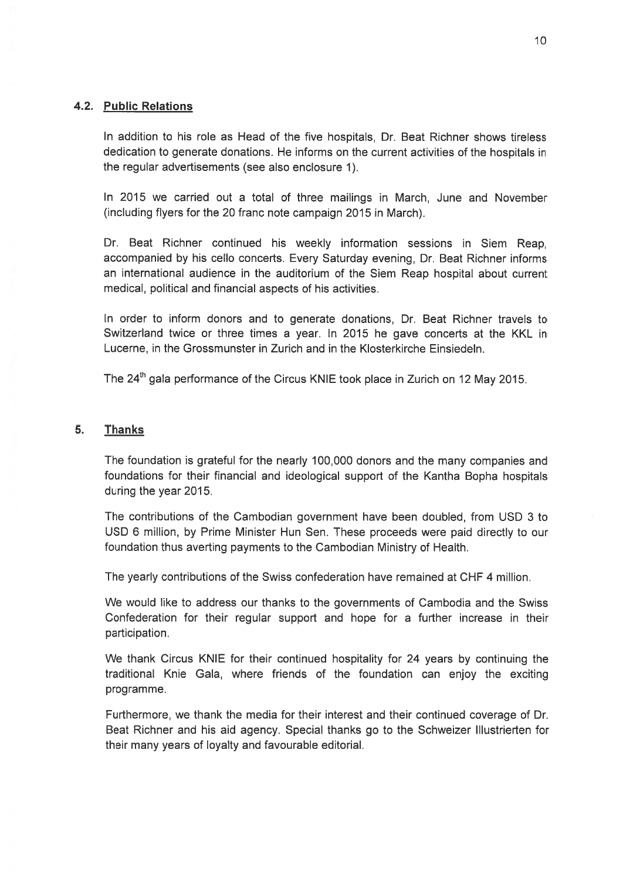### 4.2. Public Relations

In addition to his role as Head of the five hospitals, Dr. Beat Richner shows tireless dedication to generate donations. He informs on the current activities of the hospitals in the regular advertisements (see also enclosure 1).

In 2015 we carried out a total of three mailings in March, June and November (including flyers for the 20 franc note campaign 2015 in March).

Dr. Beat Richner continued his weekly information sessions in Siem Reap, accompanied by his cello concerts. Every Saturday evening, Dr. Beat Richner informs an international audience in the auditorium of the Siem Reap hospital about current medical, political and financial aspects of his activities.

In order to inform donors and to generate donations, Dr. Beat Richner travels to Switzerland twice or three times a year. In 2015 he gave concerts at the KKL in Lucerne, in the Grossmunster in Zurich and in the Klosterkirche Einsiedeln.

The 24th gala performance of the Circus KNIE took place in Zurich on 12 May 2015.

## 5. Thanks

The foundation is grateful for the nearly 100,000 donors and the many companies and foundations for their financial and ideological support of the Kantha Bopha hospitals during the year 2015.

The contributions of the Cambodian government have been doubled, from USD 3 to USD 6 million, by Prime Minister Hun Sen. These proceeds were paid directly to our foundation thus averting payments to the Cambodian Ministry of Health.

The yearly contributions of the Swiss confederation have remained at CHF 4 million.

We would like to address our thanks to the governments of Cambodia and the Swiss Confederation for their regular support and hope for a further increase in their participation.

We thank Circus KNIE for their continued hospitality for 24 years by continuing the traditional Knie Gala, where friends of the foundation can enjoy the exciting programme.

Furthermore, we thank the media for their interest and their continued coverage of Dr. Beat Richner and his aid agency. Special thanks go to the Schweizer Illustrierten for their many years of loyalty and favourable editorial.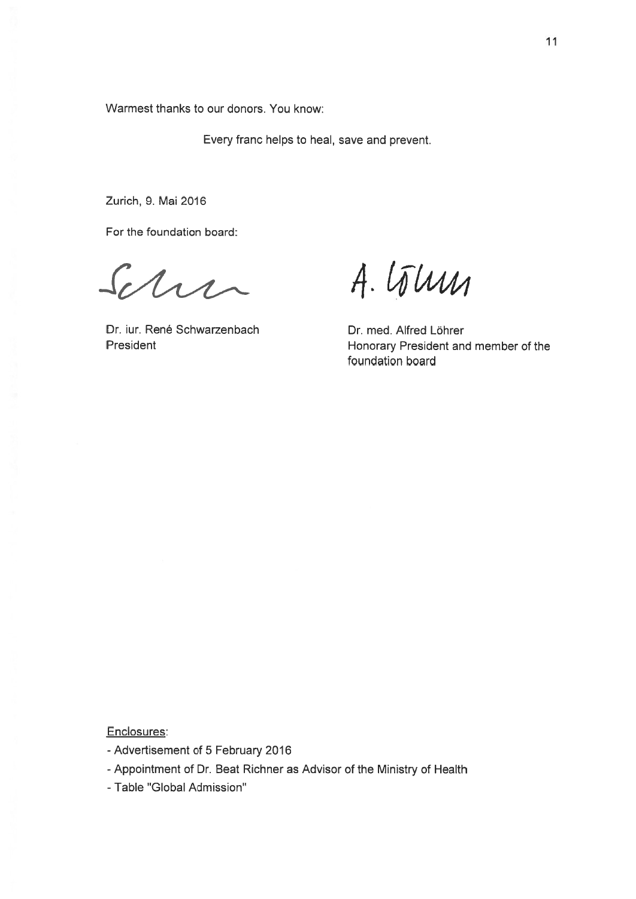Warmest thanks to our donors. You know:

Every franc helps to heal, save and prevent.

Zurich, 9. Mai 2016

For the foundation board:

Dr. iur. René Schwarzenbach
President

Dr. med. Alfred Löhrer
Honorary President and member of the foundation board

Enclosures:

- Advertisement of 5 February 2016
- Appointment of Dr. Beat Richner as Advisor of the Ministry of Health
- Table "Global Admission"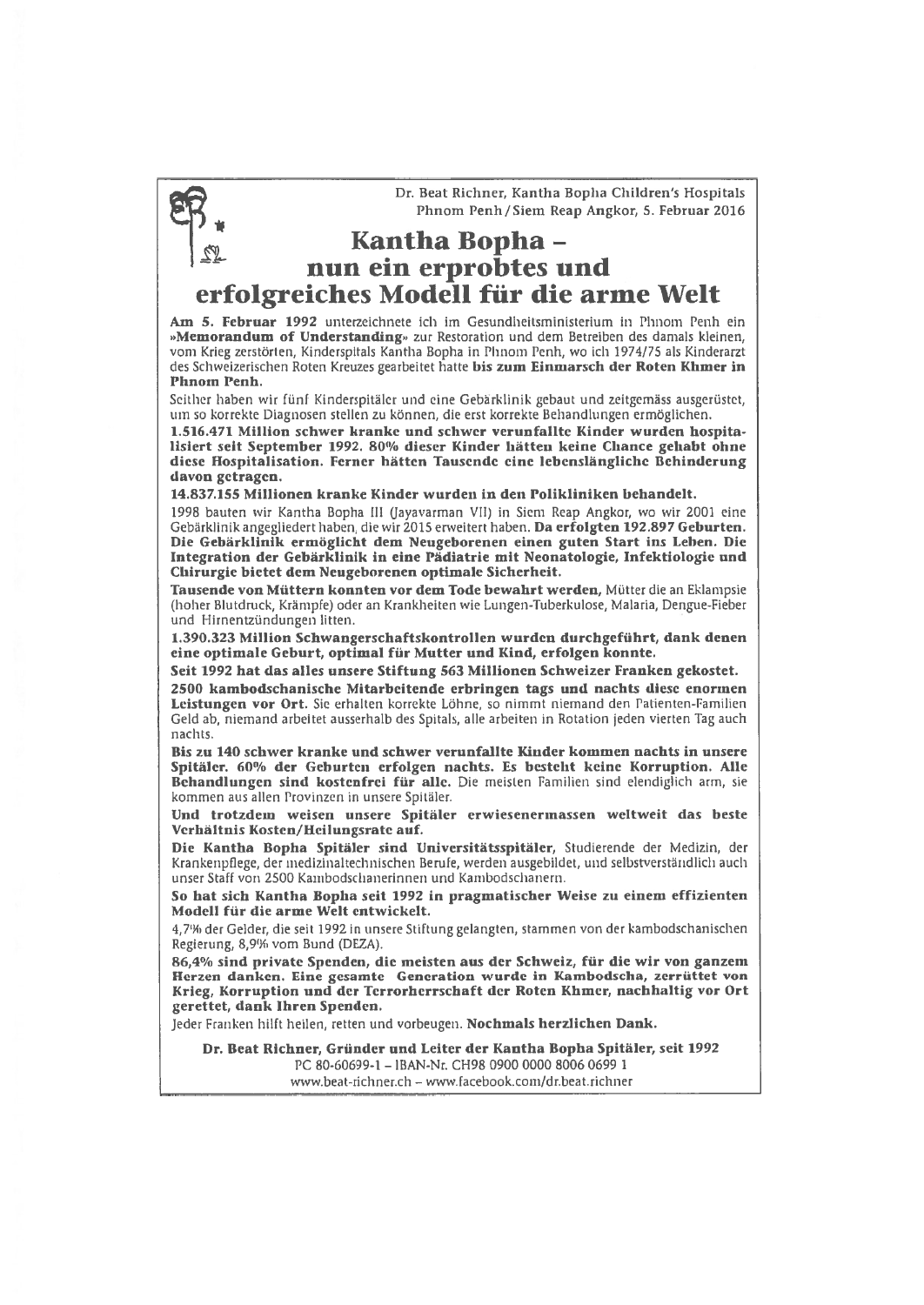Dr. Beat Richner, Kantha Bopha Children's Hospitals
Phnom Penh / Siem Reap Angkor, 5. Februar 2016

# Kantha Bopha – nun ein erprobtes und erfolgreiches Modell für die arme Welt

**Am 5. Februar 1992** unterzeichnete ich im Gesundheitsministerium in Phnom Penh ein **»Memorandum of Understanding«** zur Restoration und dem Betreiben des damals kleinen, vom Krieg zerstörten, Kinderspitals Kantha Bopha in Phnom Penh, wo ich 1974/75 als Kinderarzt des Schweizerischen Roten Kreuzes gearbeitet hatte **bis zum Einmarsch der Roten Khmer in Phnom Penh.**

Seither haben wir fünf Kinderspitäler und eine Gebärklinik gebaut und zeitgemäss ausgerüstet, um so korrekte Diagnosen stellen zu können, die erst korrekte Behandlungen ermöglichen.

**1.516.471 Million schwer kranke und schwer verunfallte Kinder wurden hospitalisiert seit September 1992. 80% dieser Kinder hätten keine Chance gehabt ohne diese Hospitalisation. Ferner hätten Tausende eine lebenslängliche Behinderung davon getragen.**

**14.837.155 Millionen kranke Kinder wurden in den Polikliniken behandelt.**

1998 bauten wir Kantha Bopha III (Jayavarman VII) in Siem Reap Angkor, wo wir 2001 eine Gebärklinik angegliedert haben, die wir 2015 erweitert haben. **Da erfolgten 192.897 Geburten. Die Gebärklinik ermöglicht dem Neugeborenen einen guten Start ins Leben. Die Integration der Gebärklinik in eine Pädiatrie mit Neonatologie, Infektiologie und Chirurgie bietet dem Neugeborenen optimale Sicherheit.**

**Tausende von Müttern konnten vor dem Tode bewahrt werden,** Mütter die an Eklampsie (hoher Blutdruck, Krämpfe) oder an Krankheiten wie Lungen-Tuberkulose, Malaria, Dengue-Fieber und Hirnentzündungen litten.

**1.390.323 Million Schwangerschaftskontrollen wurden durchgeführt, dank denen eine optimale Geburt, optimal für Mutter und Kind, erfolgen konnte.**

**Seit 1992 hat das alles unsere Stiftung 563 Millionen Schweizer Franken gekostet.**

**2500 kambodschanische Mitarbeitende erbringen tags und nachts diese enormen Leistungen vor Ort.** Sie erhalten korrekte Löhne, so nimmt niemand den Patienten-Familien Geld ab, niemand arbeitet ausserhalb des Spitals, alle arbeiten in Rotation jeden vierten Tag auch nachts.

**Bis zu 140 schwer kranke und schwer verunfallte Kinder kommen nachts in unsere Spitäler. 60% der Geburten erfolgen nachts. Es besteht keine Korruption. Alle Behandlungen sind kostenfrei für alle.** Die meisten Familien sind elendiglich arm, sie kommen aus allen Provinzen in unsere Spitäler.

**Und trotzdem weisen unsere Spitäler erwiesenermassen weltweit das beste Verhältnis Kosten/Heilungsrate auf.**

**Die Kantha Bopha Spitäler sind Universitätsspitäler,** Studierende der Medizin, der Krankenpflege, der medizinaltechnischen Berufe, werden ausgebildet, und selbstverständlich auch unser Staff von 2500 Kambodschanerinnen und Kambodschanern.

**So hat sich Kantha Bopha seit 1992 in pragmatischer Weise zu einem effizienten Modell für die arme Welt entwickelt.**

4,7% der Gelder, die seit 1992 in unsere Stiftung gelangten, stammen von der kambodschanischen Regierung, 8,9% vom Bund (DEZA).

**86,4% sind private Spenden, die meisten aus der Schweiz, für die wir von ganzem Herzen danken. Eine gesamte Generation wurde in Kambodscha, zerrüttet von Krieg, Korruption und der Terrorherrschaft der Roten Khmer, nachhaltig vor Ort gerettet, dank Ihren Spenden.**

Jeder Franken hilft heilen, retten und vorbeugen. **Nochmals herzlichen Dank.**

**Dr. Beat Richner, Gründer und Leiter der Kantha Bopha Spitäler, seit 1992**
PC 80-60699-1 – IBAN-Nr. CH98 0900 0000 8006 0699 1
www.beat-richner.ch – www.facebook.com/dr.beat.richner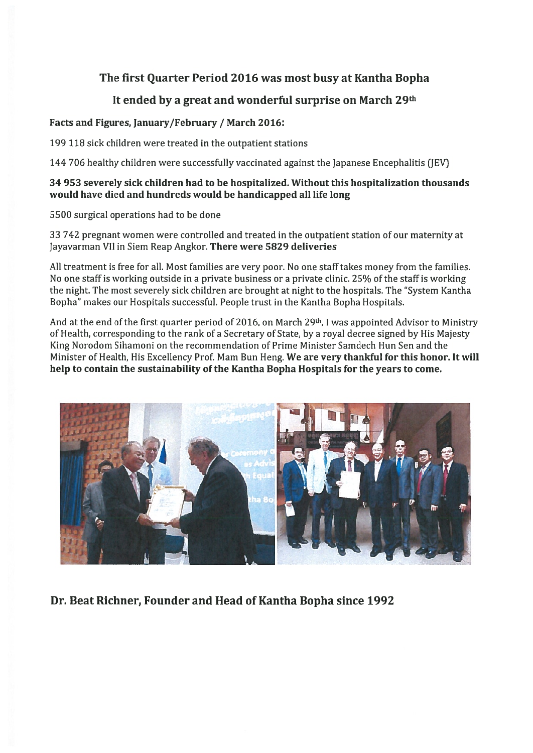## The first Quarter Period 2016 was most busy at Kantha Bopha

## It ended by a great and wonderful surprise on March 29th

**Facts and Figures, January/February / March 2016:**

199 118 sick children were treated in the outpatient stations

144 706 healthy children were successfully vaccinated against the Japanese Encephalitis (JEV)

**34 953 severely sick children had to be hospitalized. Without this hospitalization thousands would have died and hundreds would be handicapped all life long**

5500 surgical operations had to be done

33 742 pregnant women were controlled and treated in the outpatient station of our maternity at Jayavarman VII in Siem Reap Angkor. **There were 5829 deliveries**

All treatment is free for all. Most families are very poor. No one staff takes money from the families. No one staff is working outside in a private business or a private clinic. 25% of the staff is working the night. The most severely sick children are brought at night to the hospitals. The "System Kantha Bopha" makes our Hospitals successful. People trust in the Kantha Bopha Hospitals.

And at the end of the first quarter period of 2016, on March 29th, I was appointed Advisor to Ministry of Health, corresponding to the rank of a Secretary of State, by a royal decree signed by His Majesty King Norodom Sihamoni on the recommendation of Prime Minister Samdech Hun Sen and the Minister of Health, His Excellency Prof. Mam Bun Heng. **We are very thankful for this honor. It will help to contain the sustainability of the Kantha Bopha Hospitals for the years to come.**

## Dr. Beat Richner, Founder and Head of Kantha Bopha since 1992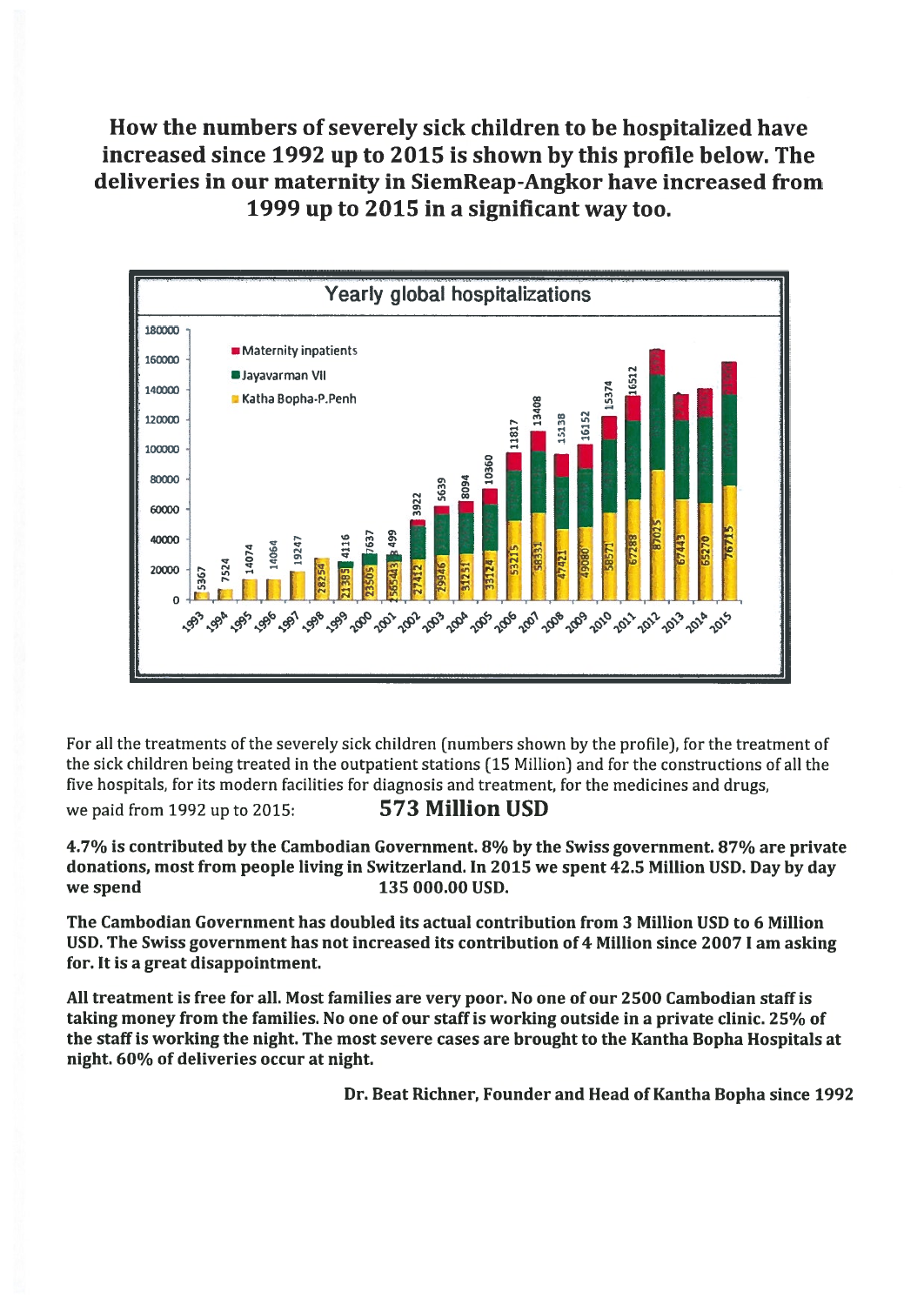**How the numbers of severely sick children to be hospitalized have increased since 1992 up to 2015 is shown by this profile below. The deliveries in our maternity in SiemReap-Angkor have increased from 1999 up to 2015 in a significant way too.**

Yearly global hospitalizations

Maternity inpatients

Jayavarman VII

Katha Bopha-P.Penh

180000
160000
140000
120000
100000
80000
60000
40000
20000
0

1993 1994 1995 1996 1997 1998 1999 2000 2001 2002 2003 2004 2005 2006 2007 2008 2009 2010 2011 2012 2013 2014 2015

5367 7524 14074 14064 19247 28254 21385 4116 23505 7637 56543 499 27412 3922 29946 5639 31251 8094 33124 10360 53215 11817 58331 13408 47421 15138 49080 16152 58571 15374 67288 16512 87025 67443 65270 76715

For all the treatments of the severely sick children (numbers shown by the profile), for the treatment of the sick children being treated in the outpatient stations (15 Million) and for the constructions of all the five hospitals, for its modern facilities for diagnosis and treatment, for the medicines and drugs, we paid from 1992 up to 2015: **573 Million USD**

**4.7% is contributed by the Cambodian Government. 8% by the Swiss government. 87% are private donations, most from people living in Switzerland. In 2015 we spent 42.5 Million USD. Day by day we spend 135 000.00 USD.**

**The Cambodian Government has doubled its actual contribution from 3 Million USD to 6 Million USD. The Swiss government has not increased its contribution of 4 Million since 2007 I am asking for. It is a great disappointment.**

**All treatment is free for all. Most families are very poor. No one of our 2500 Cambodian staff is taking money from the families. No one of our staff is working outside in a private clinic. 25% of the staff is working the night. The most severe cases are brought to the Kantha Bopha Hospitals at night. 60% of deliveries occur at night.**

**Dr. Beat Richner, Founder and Head of Kantha Bopha since 1992**